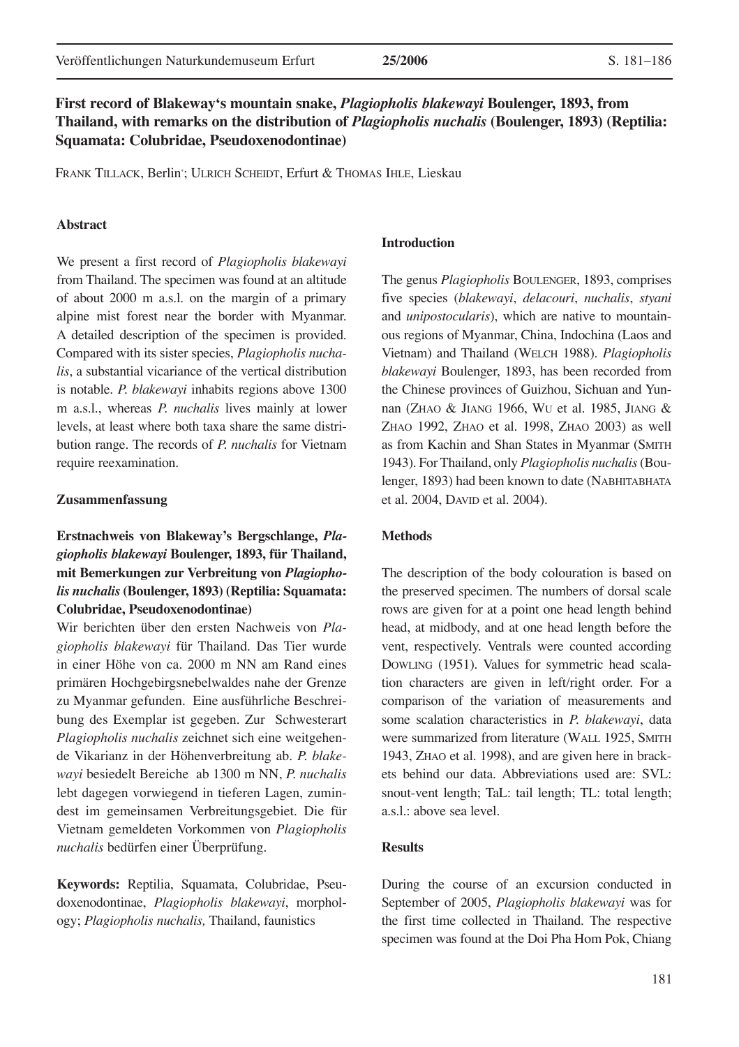# First record of Blakeway's mountain snake, *Plagiopholis blakewayi* Boulenger, 1893, from Thailand, with remarks on the distribution of *Plagiopholis nuchalis* (Boulenger, 1893) (Reptilia: Squamata: Colubridae, Pseudoxenodontinae)

Frank Tillack, Berlin*; Ulrich Scheidt, Erfurt & Thomas Ihle, Lieskau

### Abstract

We present a first record of *Plagiopholis blakewayi* from Thailand. The specimen was found at an altitude of about 2000 m a.s.l. on the margin of a primary alpine mist forest near the border with Myanmar. A detailed description of the specimen is provided. Compared with its sister species, *Plagiopholis nuchalis*, a substantial vicariance of the vertical distribution is notable. *P. blakewayi* inhabits regions above 1300 m a.s.l., whereas *P. nuchalis* lives mainly at lower levels, at least where both taxa share the same distribution range. The records of *P. nuchalis* for Vietnam require reexamination.

### Zusammenfassung

**Erstnachweis von Blakeway's Bergschlange, *Plagiopholis blakewayi* Boulenger, 1893, für Thailand, mit Bemerkungen zur Verbreitung von *Plagiopholis nuchalis* (Boulenger, 1893) (Reptilia: Squamata: Colubridae, Pseudoxenodontinae)**

Wir berichten über den ersten Nachweis von *Plagiopholis blakewayi* für Thailand. Das Tier wurde in einer Höhe von ca. 2000 m NN am Rand eines primären Hochgebirgsnebelwaldes nahe der Grenze zu Myanmar gefunden. Eine ausführliche Beschreibung des Exemplar ist gegeben. Zur Schwesterart *Plagiopholis nuchalis* zeichnet sich eine weitgehende Vikarianz in der Höhenverbreitung ab. *P. blakewayi* besiedelt Bereiche ab 1300 m NN, *P. nuchalis* lebt dagegen vorwiegend in tieferen Lagen, zumindest im gemeinsamen Verbreitungsgebiet. Die für Vietnam gemeldeten Vorkommen von *Plagiopholis nuchalis* bedürfen einer Überprüfung.

**Keywords:** Reptilia, Squamata, Colubridae, Pseudoxenodontinae, *Plagiopholis blakewayi*, morphology; *Plagiopholis nuchalis,* Thailand, faunistics

### Introduction

The genus *Plagiopholis* Boulenger, 1893, comprises five species (*blakewayi*, *delacouri*, *nuchalis*, *styani* and *unipostocularis*), which are native to mountainous regions of Myanmar, China, Indochina (Laos and Vietnam) and Thailand (Welch 1988). *Plagiopholis blakewayi* Boulenger, 1893, has been recorded from the Chinese provinces of Guizhou, Sichuan and Yunnan (Zhao & Jiang 1966, Wu et al. 1985, Jiang & Zhao 1992, Zhao et al. 1998, Zhao 2003) as well as from Kachin and Shan States in Myanmar (Smith 1943). For Thailand, only *Plagiopholis nuchalis* (Boulenger, 1893) had been known to date (Nabhitabhata et al. 2004, David et al. 2004).

### Methods

The description of the body colouration is based on the preserved specimen. The numbers of dorsal scale rows are given for at a point one head length behind head, at midbody, and at one head length before the vent, respectively. Ventrals were counted according Dowling (1951). Values for symmetric head scalation characters are given in left/right order. For a comparison of the variation of measurements and some scalation characteristics in *P. blakewayi*, data were summarized from literature (Wall 1925, Smith 1943, Zhao et al. 1998), and are given here in brackets behind our data. Abbreviations used are: SVL: snout-vent length; TaL: tail length; TL: total length; a.s.l.: above sea level.

### Results

During the course of an excursion conducted in September of 2005, *Plagiopholis blakewayi* was for the first time collected in Thailand. The respective specimen was found at the Doi Pha Hom Pok, Chiang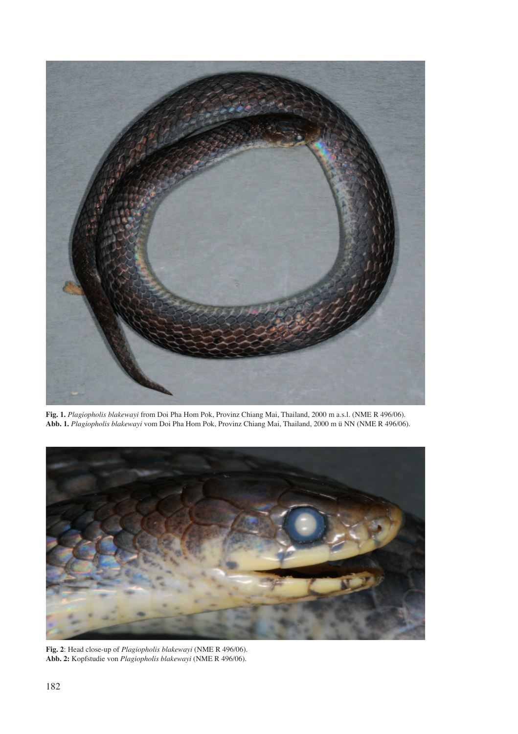**Fig. 1.** *Plagiopholis blakewayi* from Doi Pha Hom Pok, Provinz Chiang Mai, Thailand, 2000 m a.s.l. (NME R 496/06).
**Abb. 1.** *Plagiopholis blakewayi* vom Doi Pha Hom Pok, Provinz Chiang Mai, Thailand, 2000 m ü NN (NME R 496/06).

**Fig. 2**: Head close-up of *Plagiopholis blakewayi* (NME R 496/06).
**Abb. 2:** Kopfstudie von *Plagiopholis blakewayi* (NME R 496/06).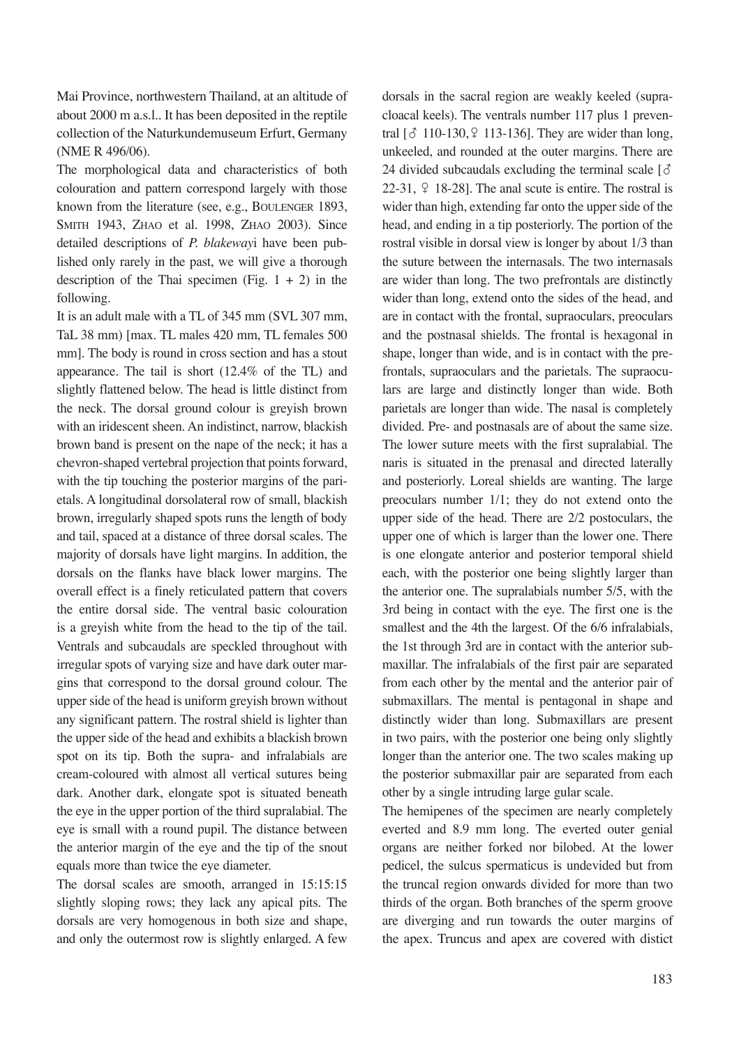Mai Province, northwestern Thailand, at an altitude of about 2000 m a.s.l.. It has been deposited in the reptile collection of the Naturkundemuseum Erfurt, Germany (NME R 496/06).

The morphological data and characteristics of both colouration and pattern correspond largely with those known from the literature (see, e.g., BOULENGER 1893, SMITH 1943, ZHAO et al. 1998, ZHAO 2003). Since detailed descriptions of *P. blakeway*i have been published only rarely in the past, we will give a thorough description of the Thai specimen (Fig. 1 + 2) in the following.

It is an adult male with a TL of 345 mm (SVL 307 mm, TaL 38 mm) [max. TL males 420 mm, TL females 500 mm]. The body is round in cross section and has a stout appearance. The tail is short (12.4% of the TL) and slightly flattened below. The head is little distinct from the neck. The dorsal ground colour is greyish brown with an iridescent sheen. An indistinct, narrow, blackish brown band is present on the nape of the neck; it has a chevron-shaped vertebral projection that points forward, with the tip touching the posterior margins of the parietals. A longitudinal dorsolateral row of small, blackish brown, irregularly shaped spots runs the length of body and tail, spaced at a distance of three dorsal scales. The majority of dorsals have light margins. In addition, the dorsals on the flanks have black lower margins. The overall effect is a finely reticulated pattern that covers the entire dorsal side. The ventral basic colouration is a greyish white from the head to the tip of the tail. Ventrals and subcaudals are speckled throughout with irregular spots of varying size and have dark outer margins that correspond to the dorsal ground colour. The upper side of the head is uniform greyish brown without any significant pattern. The rostral shield is lighter than the upper side of the head and exhibits a blackish brown spot on its tip. Both the supra- and infralabials are cream-coloured with almost all vertical sutures being dark. Another dark, elongate spot is situated beneath the eye in the upper portion of the third supralabial. The eye is small with a round pupil. The distance between the anterior margin of the eye and the tip of the snout equals more than twice the eye diameter.

The dorsal scales are smooth, arranged in 15:15:15 slightly sloping rows; they lack any apical pits. The dorsals are very homogenous in both size and shape, and only the outermost row is slightly enlarged. A few dorsals in the sacral region are weakly keeled (supracloacal keels). The ventrals number 117 plus 1 preventral [♂ 110-130, ♀ 113-136]. They are wider than long, unkeeled, and rounded at the outer margins. There are 24 divided subcaudals excluding the terminal scale [♂ 22-31, ♀ 18-28]. The anal scute is entire. The rostral is wider than high, extending far onto the upper side of the head, and ending in a tip posteriorly. The portion of the rostral visible in dorsal view is longer by about 1/3 than the suture between the internasals. The two internasals are wider than long. The two prefrontals are distinctly wider than long, extend onto the sides of the head, and are in contact with the frontal, supraoculars, preoculars and the postnasal shields. The frontal is hexagonal in shape, longer than wide, and is in contact with the prefrontals, supraoculars and the parietals. The supraoculars are large and distinctly longer than wide. Both parietals are longer than wide. The nasal is completely divided. Pre- and postnasals are of about the same size. The lower suture meets with the first supralabial. The naris is situated in the prenasal and directed laterally and posteriorly. Loreal shields are wanting. The large preoculars number 1/1; they do not extend onto the upper side of the head. There are 2/2 postoculars, the upper one of which is larger than the lower one. There is one elongate anterior and posterior temporal shield each, with the posterior one being slightly larger than the anterior one. The supralabials number 5/5, with the 3rd being in contact with the eye. The first one is the smallest and the 4th the largest. Of the 6/6 infralabials, the 1st through 3rd are in contact with the anterior submaxillar. The infralabials of the first pair are separated from each other by the mental and the anterior pair of submaxillars. The mental is pentagonal in shape and distinctly wider than long. Submaxillars are present in two pairs, with the posterior one being only slightly longer than the anterior one. The two scales making up the posterior submaxillar pair are separated from each other by a single intruding large gular scale.

The hemipenes of the specimen are nearly completely everted and 8.9 mm long. The everted outer genial organs are neither forked nor bilobed. At the lower pedicel, the sulcus spermaticus is undevided but from the truncal region onwards divided for more than two thirds of the organ. Both branches of the sperm groove are diverging and run towards the outer margins of the apex. Truncus and apex are covered with distict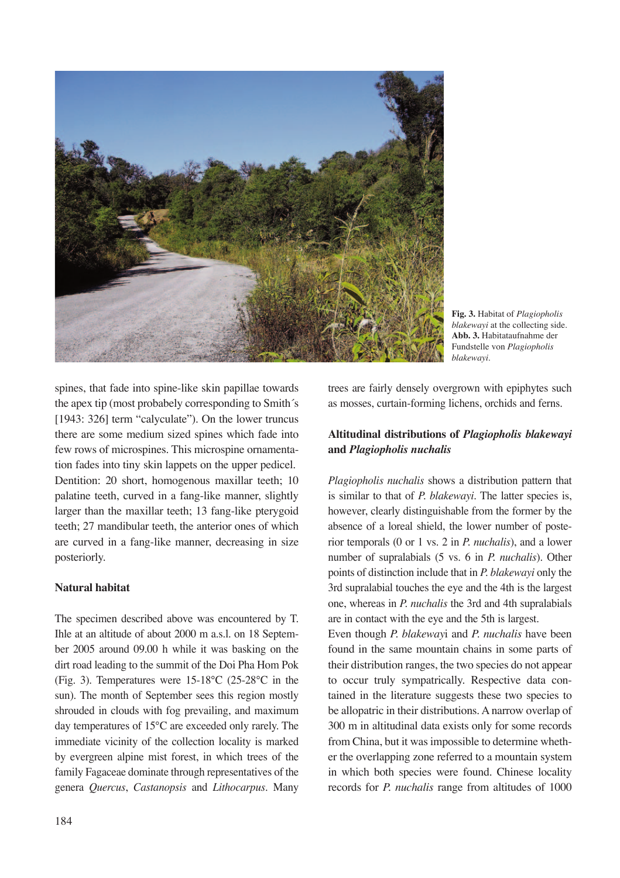**Fig. 3.** Habitat of *Plagiopholis blakewayi* at the collecting side.
**Abb. 3.** Habitataufnahme der Fundstelle von *Plagiopholis blakewayi*.

spines, that fade into spine-like skin papillae towards the apex tip (most probabely corresponding to Smith´s [1943: 326] term "calyculate"). On the lower truncus there are some medium sized spines which fade into few rows of microspines. This microspine ornamentation fades into tiny skin lappets on the upper pedicel.
Dentition: 20 short, homogenous maxillar teeth; 10 palatine teeth, curved in a fang-like manner, slightly larger than the maxillar teeth; 13 fang-like pterygoid teeth; 27 mandibular teeth, the anterior ones of which are curved in a fang-like manner, decreasing in size posteriorly.

### Natural habitat

The specimen described above was encountered by T. Ihle at an altitude of about 2000 m a.s.l. on 18 September 2005 around 09.00 h while it was basking on the dirt road leading to the summit of the Doi Pha Hom Pok (Fig. 3). Temperatures were 15-18°C (25-28°C in the sun). The month of September sees this region mostly shrouded in clouds with fog prevailing, and maximum day temperatures of 15°C are exceeded only rarely. The immediate vicinity of the collection locality is marked by evergreen alpine mist forest, in which trees of the family Fagaceae dominate through representatives of the genera *Quercus*, *Castanopsis* and *Lithocarpus*. Many trees are fairly densely overgrown with epiphytes such as mosses, curtain-forming lichens, orchids and ferns.

### Altitudinal distributions of *Plagiopholis blakewayi* and *Plagiopholis nuchalis*

*Plagiopholis nuchalis* shows a distribution pattern that is similar to that of *P. blakewayi*. The latter species is, however, clearly distinguishable from the former by the absence of a loreal shield, the lower number of posterior temporals (0 or 1 vs. 2 in *P. nuchalis*), and a lower number of supralabials (5 vs. 6 in *P. nuchalis*). Other points of distinction include that in *P. blakewayi* only the 3rd supralabial touches the eye and the 4th is the largest one, whereas in *P. nuchalis* the 3rd and 4th supralabials are in contact with the eye and the 5th is largest.
Even though *P. blakewayi* and *P. nuchalis* have been found in the same mountain chains in some parts of their distribution ranges, the two species do not appear to occur truly sympatrically. Respective data contained in the literature suggests these two species to be allopatric in their distributions. A narrow overlap of 300 m in altitudinal data exists only for some records from China, but it was impossible to determine whether the overlapping zone referred to a mountain system in which both species were found. Chinese locality records for *P. nuchalis* range from altitudes of 1000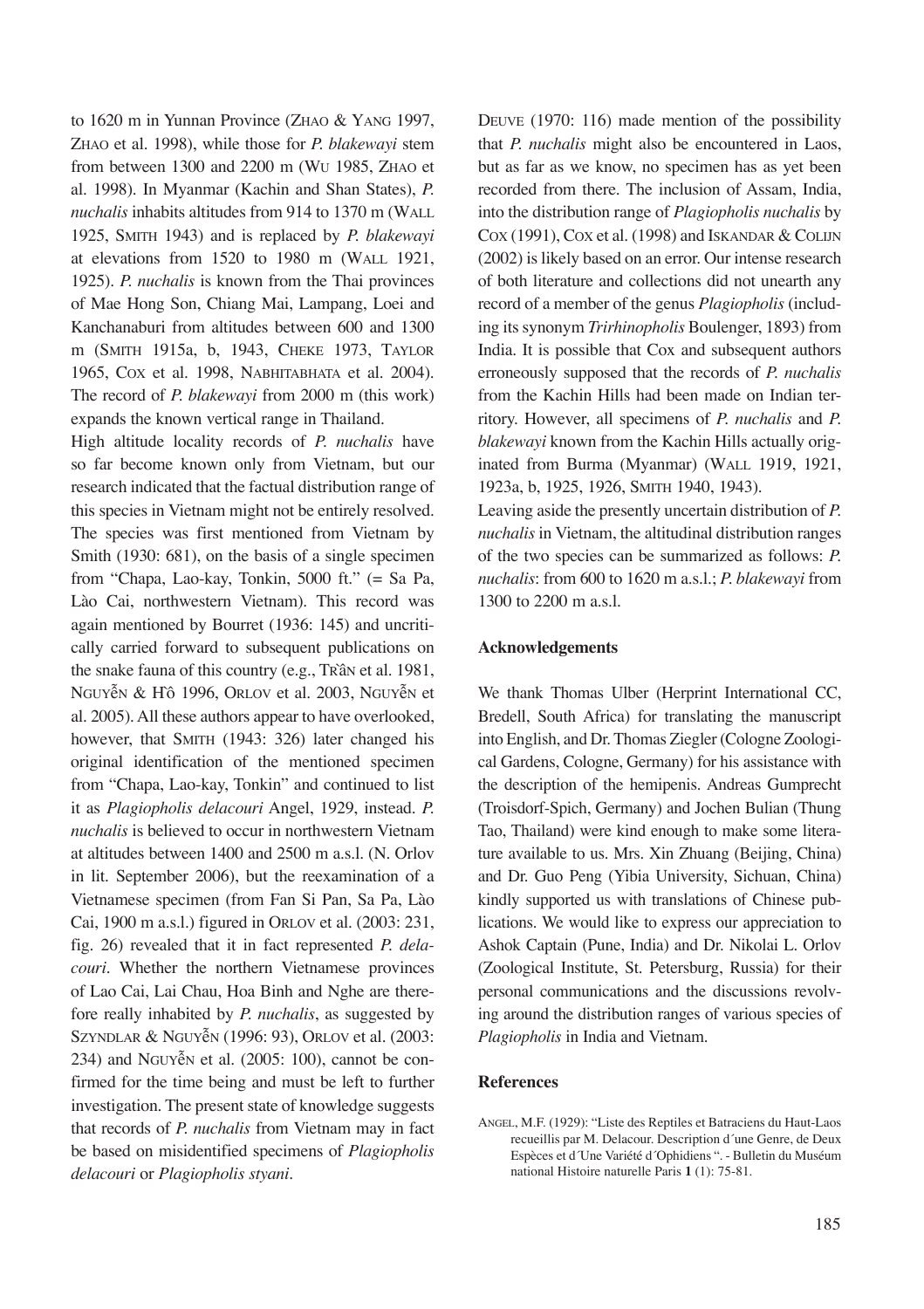to 1620 m in Yunnan Province (Zhao & Yang 1997, Zhao et al. 1998), while those for *P. blakewayi* stem from between 1300 and 2200 m (Wu 1985, Zhao et al. 1998). In Myanmar (Kachin and Shan States), *P. nuchalis* inhabits altitudes from 914 to 1370 m (Wall 1925, Smith 1943) and is replaced by *P. blakewayi* at elevations from 1520 to 1980 m (Wall 1921, 1925). *P. nuchalis* is known from the Thai provinces of Mae Hong Son, Chiang Mai, Lampang, Loei and Kanchanaburi from altitudes between 600 and 1300 m (Smith 1915a, b, 1943, Cheke 1973, Taylor 1965, Cox et al. 1998, Nabhitabhata et al. 2004). The record of *P. blakewayi* from 2000 m (this work) expands the known vertical range in Thailand.

High altitude locality records of *P. nuchalis* have so far become known only from Vietnam, but our research indicated that the factual distribution range of this species in Vietnam might not be entirely resolved. The species was first mentioned from Vietnam by Smith (1930: 681), on the basis of a single specimen from "Chapa, Lao-kay, Tonkin, 5000 ft." (= Sa Pa, Lào Cai, northwestern Vietnam). This record was again mentioned by Bourret (1936: 145) and uncritically carried forward to subsequent publications on the snake fauna of this country (e.g., Trần et al. 1981, Nguyễn & Hồ 1996, Orlov et al. 2003, Nguyễn et al. 2005). All these authors appear to have overlooked, however, that Smith (1943: 326) later changed his original identification of the mentioned specimen from "Chapa, Lao-kay, Tonkin" and continued to list it as *Plagiopholis delacouri* Angel, 1929, instead. *P. nuchalis* is believed to occur in northwestern Vietnam at altitudes between 1400 and 2500 m a.s.l. (N. Orlov in lit. September 2006), but the reexamination of a Vietnamese specimen (from Fan Si Pan, Sa Pa, Lào Cai, 1900 m a.s.l.) figured in Orlov et al. (2003: 231, fig. 26) revealed that it in fact represented *P. delacouri*. Whether the northern Vietnamese provinces of Lao Cai, Lai Chau, Hoa Binh and Nghe are therefore really inhabited by *P. nuchalis*, as suggested by Szyndlar & Nguyễn (1996: 93), Orlov et al. (2003: 234) and Nguyễn et al. (2005: 100), cannot be confirmed for the time being and must be left to further investigation. The present state of knowledge suggests that records of *P. nuchalis* from Vietnam may in fact be based on misidentified specimens of *Plagiopholis delacouri* or *Plagiopholis styani*.

Deuve (1970: 116) made mention of the possibility that *P. nuchalis* might also be encountered in Laos, but as far as we know, no specimen has as yet been recorded from there. The inclusion of Assam, India, into the distribution range of *Plagiopholis nuchalis* by Cox (1991), Cox et al. (1998) and Iskandar & Colijn (2002) is likely based on an error. Our intense research of both literature and collections did not unearth any record of a member of the genus *Plagiopholis* (including its synonym *Trirhinopholis* Boulenger, 1893) from India. It is possible that Cox and subsequent authors erroneously supposed that the records of *P. nuchalis* from the Kachin Hills had been made on Indian territory. However, all specimens of *P. nuchalis* and *P. blakewayi* known from the Kachin Hills actually originated from Burma (Myanmar) (Wall 1919, 1921, 1923a, b, 1925, 1926, Smith 1940, 1943).

Leaving aside the presently uncertain distribution of *P. nuchalis* in Vietnam, the altitudinal distribution ranges of the two species can be summarized as follows: *P. nuchalis*: from 600 to 1620 m a.s.l.; *P. blakewayi* from 1300 to 2200 m a.s.l.

## Acknowledgements

We thank Thomas Ulber (Herprint International CC, Bredell, South Africa) for translating the manuscript into English, and Dr. Thomas Ziegler (Cologne Zoological Gardens, Cologne, Germany) for his assistance with the description of the hemipenis. Andreas Gumprecht (Troisdorf-Spich, Germany) and Jochen Bulian (Thung Tao, Thailand) were kind enough to make some literature available to us. Mrs. Xin Zhuang (Beijing, China) and Dr. Guo Peng (Yibia University, Sichuan, China) kindly supported us with translations of Chinese publications. We would like to express our appreciation to Ashok Captain (Pune, India) and Dr. Nikolai L. Orlov (Zoological Institute, St. Petersburg, Russia) for their personal communications and the discussions revolving around the distribution ranges of various species of *Plagiopholis* in India and Vietnam.

## References

Angel, M.F. (1929): "Liste des Reptiles et Batraciens du Haut-Laos recueillis par M. Delacour. Description d´une Genre, de Deux Espèces et d´Une Variété d´Ophidiens ". - Bulletin du Muséum national Histoire naturelle Paris **1** (1): 75-81.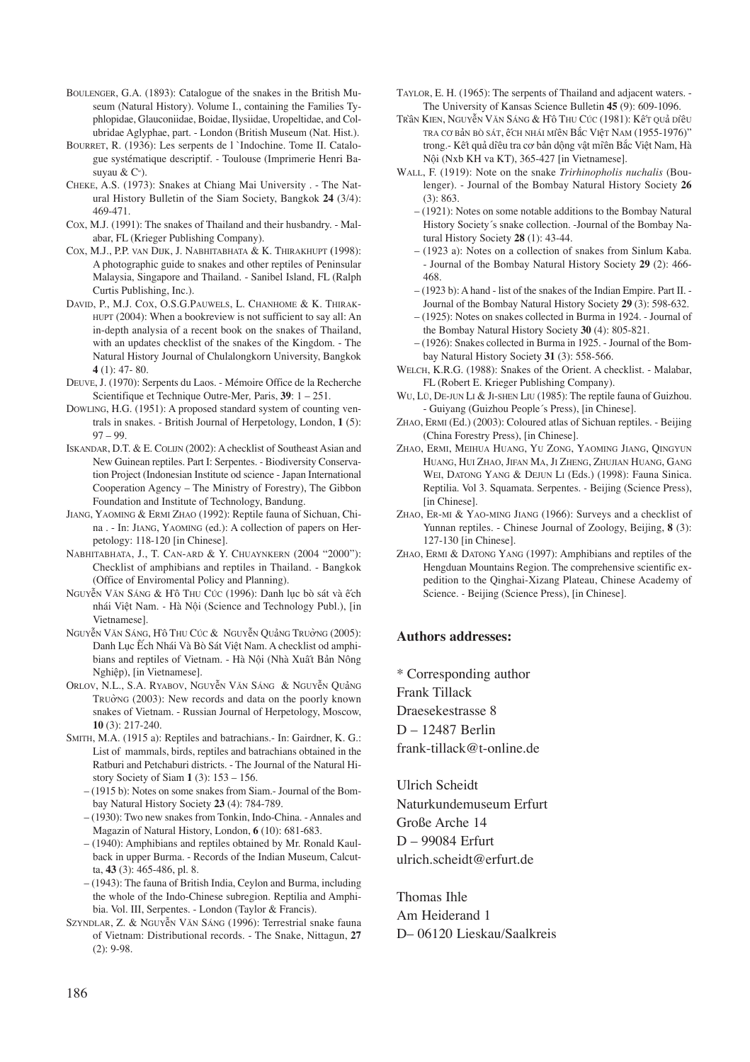Boulenger, G.A. (1893): Catalogue of the snakes in the British Museum (Natural History). Volume I., containing the Families Typhlopidae, Glauconiidae, Boidae, Ilysiidae, Uropeltidae, and Colubridae Aglyphae, part. - London (British Museum (Nat. Hist.).

Bourret, R. (1936): Les serpents de l `Indochine. Tome II. Catalogue systématique descriptif. - Toulouse (Imprimerie Henri Basuyau & C^ie^).

Cheke, A.S. (1973): Snakes at Chiang Mai University . - The Natural History Bulletin of the Siam Society, Bangkok **24** (3/4): 469-471.

Cox, M.J. (1991): The snakes of Thailand and their husbandry. - Malabar, FL (Krieger Publishing Company).

Cox, M.J., P.P. van Dijk, J. Nabhitabhata & K. Thirakhupt (1998): A photographic guide to snakes and other reptiles of Peninsular Malaysia, Singapore and Thailand. - Sanibel Island, FL (Ralph Curtis Publishing, Inc.).

David, P., M.J. Cox, O.S.G.Pauwels, L. Chanhome & K. Thirakhupt (2004): When a bookreview is not sufficient to say all: An in-depth analysis of a recent book on the snakes of Thailand, with an updates checklist of the snakes of the Kingdom. - The Natural History Journal of Chulalongkorn University, Bangkok **4** (1): 47- 80.

Deuve, J. (1970): Serpents du Laos. - Mémoire Office de la Recherche Scientifique et Technique Outre-Mer, Paris, **39**: 1 – 251.

Dowling, H.G. (1951): A proposed standard system of counting ventrals in snakes. - British Journal of Herpetology, London, **1** (5): 97 – 99.

Iskandar, D.T. & E. Colijn (2002): A checklist of Southeast Asian and New Guinean reptiles. Part I: Serpentes. - Biodiversity Conservation Project (Indonesian Institute od science - Japan International Cooperation Agency – The Ministry of Forestry), The Gibbon Foundation and Institute of Technology, Bandung.

Jiang, Yaoming & Ermi Zhao (1992): Reptile fauna of Sichuan, China . - In: Jiang, Yaoming (ed.): A collection of papers on Herpetology: 118-120 [in Chinese].

Nabhitabhata, J., T. Can-ard & Y. Chuaynkern (2004 "2000"): Checklist of amphibians and reptiles in Thailand. - Bangkok (Office of Enviromental Policy and Planning).

Nguyễn Văn Sáng & Hồ Thu Cúc (1996): Danh lục bò sát và ếch nhái Việt Nam. - Hà Nội (Science and Technology Publ.), [in Vietnamese].

Nguyễn Văn Sáng, Hồ Thu Cúc & Nguyễn Quảng Trường (2005): Danh Lục Ếch Nhái Và Bò Sát Việt Nam. A checklist od amphibians and reptiles of Vietnam. - Hà Nội (Nhà Xuất Bản Nông Nghiệp), [in Vietnamese].

Orlov, N.L., S.A. Ryabov, Nguyễn Văn Sáng & Nguyễn Quảng Trường (2003): New records and data on the poorly known snakes of Vietnam. - Russian Journal of Herpetology, Moscow, **10** (3): 217-240.

Smith, M.A. (1915 a): Reptiles and batrachians.- In: Gairdner, K. G.: List of mammals, birds, reptiles and batrachians obtained in the Ratburi and Petchaburi districts. - The Journal of the Natural History Society of Siam **1** (3): 153 – 156.

– (1915 b): Notes on some snakes from Siam.- Journal of the Bombay Natural History Society **23** (4): 784-789.

– (1930): Two new snakes from Tonkin, Indo-China. - Annales and Magazin of Natural History, London, **6** (10): 681-683.

– (1940): Amphibians and reptiles obtained by Mr. Ronald Kaulback in upper Burma. - Records of the Indian Museum, Calcutta, **43** (3): 465-486, pl. 8.

– (1943): The fauna of British India, Ceylon and Burma, including the whole of the Indo-Chinese subregion. Reptilia and Amphibia. Vol. III, Serpentes. - London (Taylor & Francis).

Szyndlar, Z. & Nguyễn Văn Sáng (1996): Terrestrial snake fauna of Vietnam: Distributional records. - The Snake, Nittagun, **27** (2): 9-98.

Taylor, E. H. (1965): The serpents of Thailand and adjacent waters. - The University of Kansas Science Bulletin **45** (9): 609-1096.

Trần Kien, Nguyễn Văn Sáng & Hồ Thu Cúc (1981): Kết quả điêu tra cơ bản bò sát, ếch nhái miền Bắc Việt Nam (1955-1976)" trong.- Kết quả điêu tra cơ bản động vật miền Bắc Việt Nam, Hà Nội (Nxb KH va KT), 365-427 [in Vietnamese].

Wall, F. (1919): Note on the snake *Trirhinopholis nuchalis* (Boulenger). - Journal of the Bombay Natural History Society **26** (3): 863.

– (1921): Notes on some notable additions to the Bombay Natural History Society´s snake collection. -Journal of the Bombay Natural History Society **28** (1): 43-44.

– (1923 a): Notes on a collection of snakes from Sinlum Kaba. - Journal of the Bombay Natural History Society **29** (2): 466-468.

– (1923 b): A hand - list of the snakes of the Indian Empire. Part II. - Journal of the Bombay Natural History Society **29** (3): 598-632.

– (1925): Notes on snakes collected in Burma in 1924. - Journal of the Bombay Natural History Society **30** (4): 805-821.

– (1926): Snakes collected in Burma in 1925. - Journal of the Bombay Natural History Society **31** (3): 558-566.

Welch, K.R.G. (1988): Snakes of the Orient. A checklist. - Malabar, FL (Robert E. Krieger Publishing Company).

Wu, Lü, De-jun Li & Ji-shen Liu (1985): The reptile fauna of Guizhou. - Guiyang (Guizhou People´s Press), [in Chinese].

Zhao, Ermi (Ed.) (2003): Coloured atlas of Sichuan reptiles. - Beijing (China Forestry Press), [in Chinese].

Zhao, Ermi, Meihua Huang, Yu Zong, Yaoming Jiang, Qingyun Huang, Hui Zhao, Jifan Ma, Ji Zheng, Zhujian Huang, Gang Wei, Datong Yang & Dejun Li (Eds.) (1998): Fauna Sinica. Reptilia. Vol 3. Squamata. Serpentes. - Beijing (Science Press), [in Chinese].

Zhao, Er-mi & Yao-ming Jiang (1966): Surveys and a checklist of Yunnan reptiles. - Chinese Journal of Zoology, Beijing, **8** (3): 127-130 [in Chinese].

Zhao, Ermi & Datong Yang (1997): Amphibians and reptiles of the Hengduan Mountains Region. The comprehensive scientific expedition to the Qinghai-Xizang Plateau, Chinese Academy of Science. - Beijing (Science Press), [in Chinese].

**Authors addresses:**

\* Corresponding author
Frank Tillack
Draesekestrasse 8
D – 12487 Berlin
frank-tillack@t-online.de

Ulrich Scheidt
Naturkundemuseum Erfurt
Große Arche 14
D – 99084 Erfurt
ulrich.scheidt@erfurt.de

Thomas Ihle
Am Heiderand 1
D– 06120 Lieskau/Saalkreis